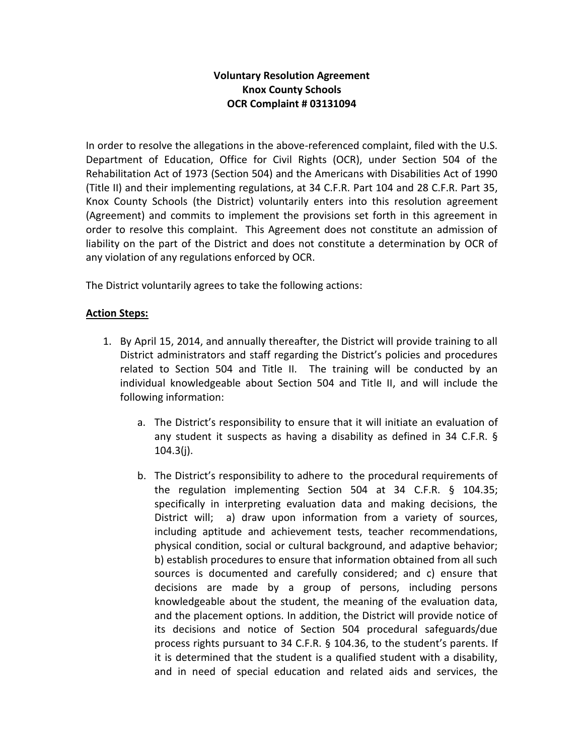**Voluntary Resolution Agreement**
**Knox County Schools**
**OCR Complaint # 03131094**

In order to resolve the allegations in the above-referenced complaint, filed with the U.S. Department of Education, Office for Civil Rights (OCR), under Section 504 of the Rehabilitation Act of 1973 (Section 504) and the Americans with Disabilities Act of 1990 (Title II) and their implementing regulations, at 34 C.F.R. Part 104 and 28 C.F.R. Part 35, Knox County Schools (the District) voluntarily enters into this resolution agreement (Agreement) and commits to implement the provisions set forth in this agreement in order to resolve this complaint. This Agreement does not constitute an admission of liability on the part of the District and does not constitute a determination by OCR of any violation of any regulations enforced by OCR.

The District voluntarily agrees to take the following actions:

**Action Steps:**

1. By April 15, 2014, and annually thereafter, the District will provide training to all District administrators and staff regarding the District's policies and procedures related to Section 504 and Title II. The training will be conducted by an individual knowledgeable about Section 504 and Title II, and will include the following information:

    a. The District's responsibility to ensure that it will initiate an evaluation of any student it suspects as having a disability as defined in 34 C.F.R. § 104.3(j).

    b. The District's responsibility to adhere to the procedural requirements of the regulation implementing Section 504 at 34 C.F.R. § 104.35; specifically in interpreting evaluation data and making decisions, the District will; a) draw upon information from a variety of sources, including aptitude and achievement tests, teacher recommendations, physical condition, social or cultural background, and adaptive behavior; b) establish procedures to ensure that information obtained from all such sources is documented and carefully considered; and c) ensure that decisions are made by a group of persons, including persons knowledgeable about the student, the meaning of the evaluation data, and the placement options. In addition, the District will provide notice of its decisions and notice of Section 504 procedural safeguards/due process rights pursuant to 34 C.F.R. § 104.36, to the student's parents. If it is determined that the student is a qualified student with a disability, and in need of special education and related aids and services, the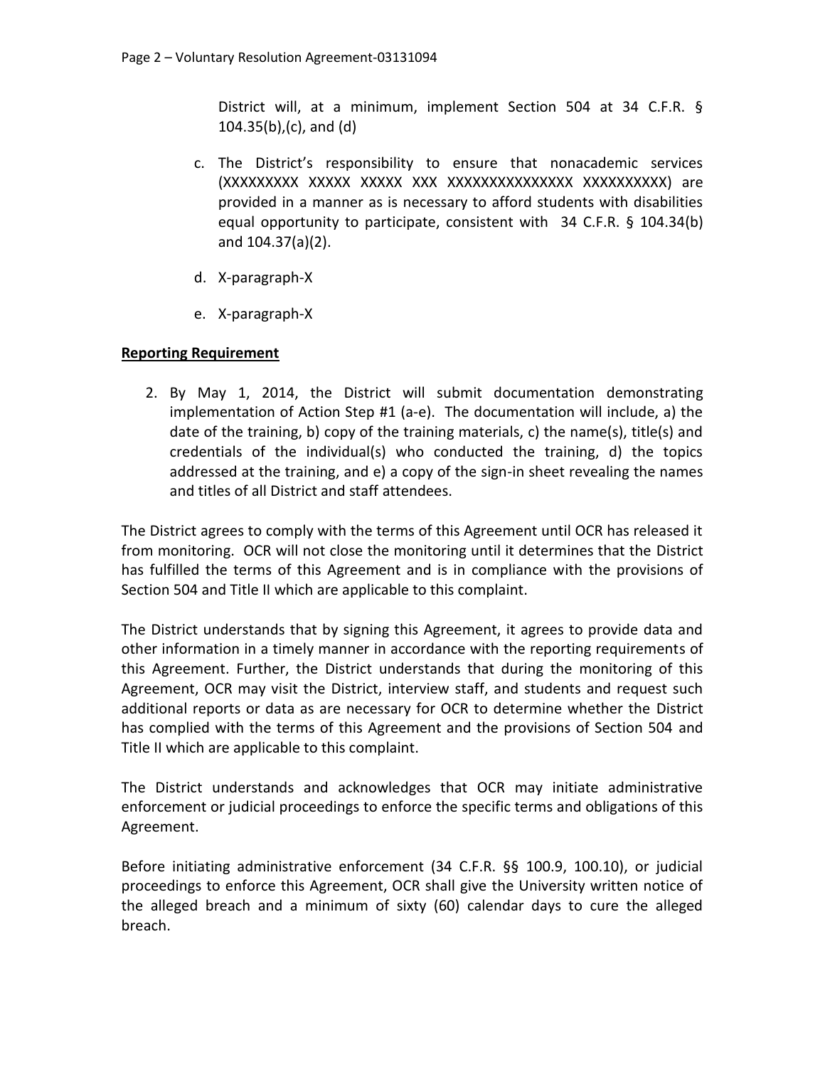District will, at a minimum, implement Section 504 at 34 C.F.R. § 104.35(b),(c), and (d)

c. The District's responsibility to ensure that nonacademic services (XXXXXXXXX XXXXX XXXXX XXX XXXXXXXXXXXXXXX XXXXXXXXXX) are provided in a manner as is necessary to afford students with disabilities equal opportunity to participate, consistent with 34 C.F.R. § 104.34(b) and 104.37(a)(2).

d. X-paragraph-X

e. X-paragraph-X

**Reporting Requirement**

2. By May 1, 2014, the District will submit documentation demonstrating implementation of Action Step #1 (a-e). The documentation will include, a) the date of the training, b) copy of the training materials, c) the name(s), title(s) and credentials of the individual(s) who conducted the training, d) the topics addressed at the training, and e) a copy of the sign-in sheet revealing the names and titles of all District and staff attendees.

The District agrees to comply with the terms of this Agreement until OCR has released it from monitoring. OCR will not close the monitoring until it determines that the District has fulfilled the terms of this Agreement and is in compliance with the provisions of Section 504 and Title II which are applicable to this complaint.

The District understands that by signing this Agreement, it agrees to provide data and other information in a timely manner in accordance with the reporting requirements of this Agreement. Further, the District understands that during the monitoring of this Agreement, OCR may visit the District, interview staff, and students and request such additional reports or data as are necessary for OCR to determine whether the District has complied with the terms of this Agreement and the provisions of Section 504 and Title II which are applicable to this complaint.

The District understands and acknowledges that OCR may initiate administrative enforcement or judicial proceedings to enforce the specific terms and obligations of this Agreement.

Before initiating administrative enforcement (34 C.F.R. §§ 100.9, 100.10), or judicial proceedings to enforce this Agreement, OCR shall give the University written notice of the alleged breach and a minimum of sixty (60) calendar days to cure the alleged breach.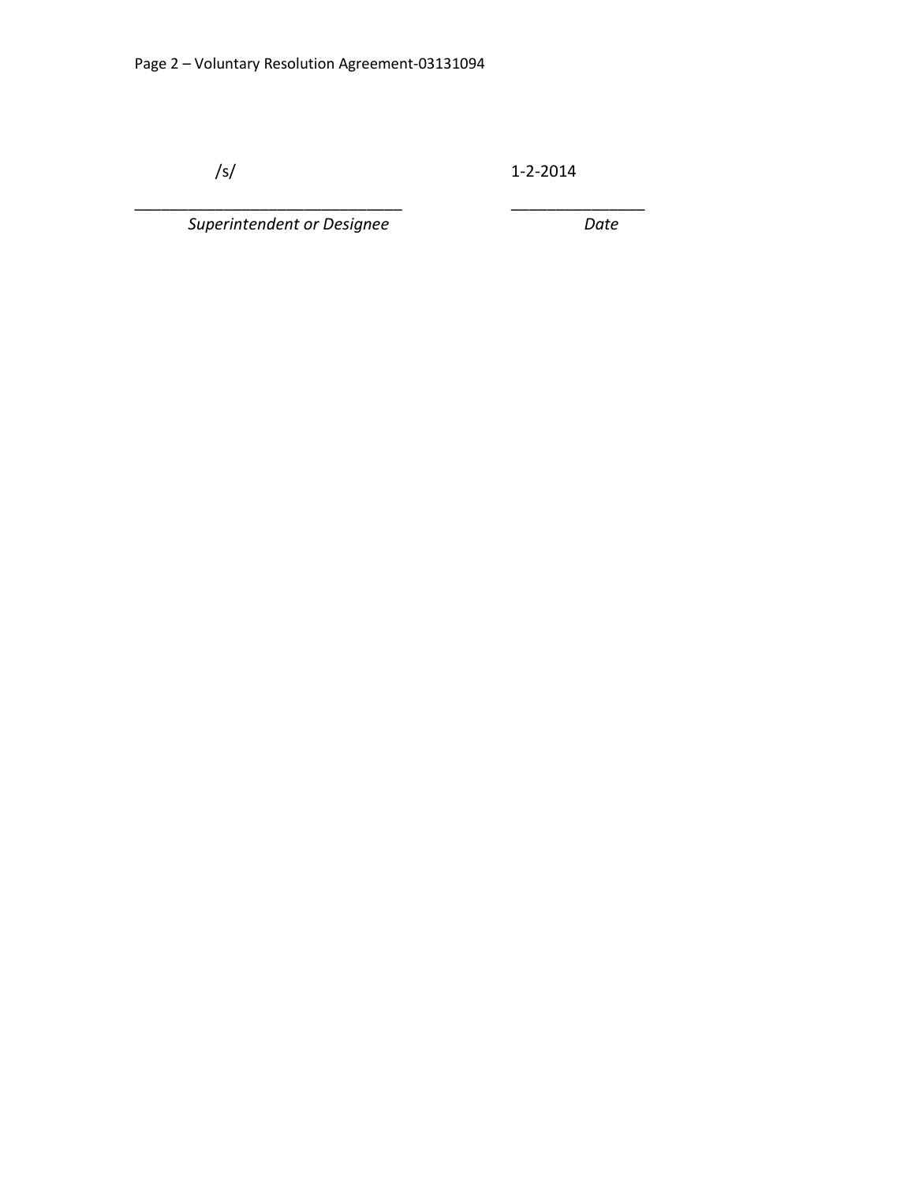/s/ 1-2-2014

______________________________ _______________

*Superintendent or Designee* *Date*